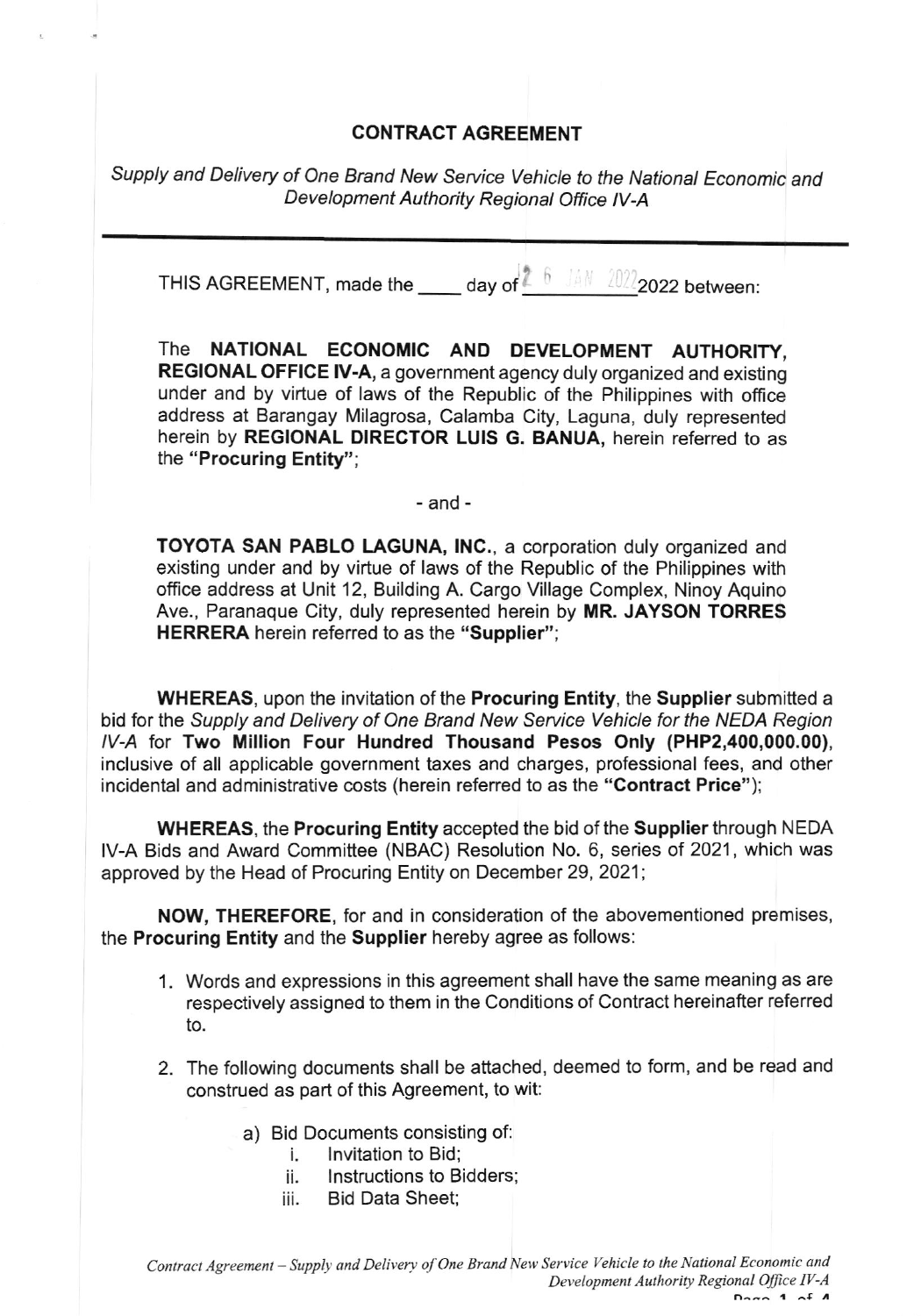# CONTRACT AGREEMENT

*Supply and Delivery of One Brand New Service Vehicle to the National Economic and Development Authority Regional Office IV-A*

---

THIS AGREEMENT, made the ____ day of 26 JAN 2022 2022 between:

The **NATIONAL ECONOMIC AND DEVELOPMENT AUTHORITY, REGIONAL OFFICE IV-A**, a government agency duly organized and existing under and by virtue of laws of the Republic of the Philippines with office address at Barangay Milagrosa, Calamba City, Laguna, duly represented herein by **REGIONAL DIRECTOR LUIS G. BANUA,** herein referred to as the **"Procuring Entity"**;

- and -

**TOYOTA SAN PABLO LAGUNA, INC.**, a corporation duly organized and existing under and by virtue of laws of the Republic of the Philippines with office address at Unit 12, Building A. Cargo Village Complex, Ninoy Aquino Ave., Paranaque City, duly represented herein by **MR. JAYSON TORRES HERRERA** herein referred to as the **"Supplier"**;

**WHEREAS**, upon the invitation of the **Procuring Entity**, the **Supplier** submitted a bid for the *Supply and Delivery of One Brand New Service Vehicle for the NEDA Region IV-A* for **Two Million Four Hundred Thousand Pesos Only (PHP2,400,000.00)**, inclusive of all applicable government taxes and charges, professional fees, and other incidental and administrative costs (herein referred to as the **"Contract Price"**);

**WHEREAS**, the **Procuring Entity** accepted the bid of the **Supplier** through NEDA IV-A Bids and Award Committee (NBAC) Resolution No. 6, series of 2021, which was approved by the Head of Procuring Entity on December 29, 2021;

**NOW, THEREFORE**, for and in consideration of the abovementioned premises, the **Procuring Entity** and the **Supplier** hereby agree as follows:

1. Words and expressions in this agreement shall have the same meaning as are respectively assigned to them in the Conditions of Contract hereinafter referred to.
2. The following documents shall be attached, deemed to form, and be read and construed as part of this Agreement, to wit:
    a) Bid Documents consisting of:
        i. Invitation to Bid;
        ii. Instructions to Bidders;
        iii. Bid Data Sheet;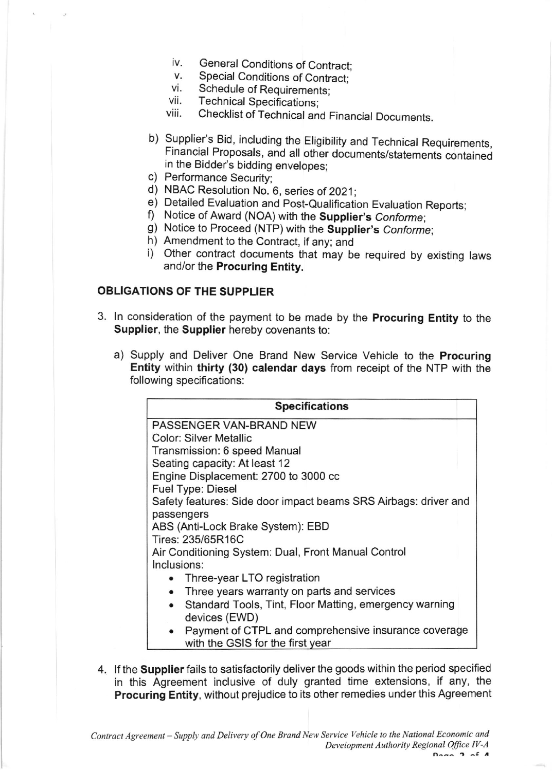iv. General Conditions of Contract;
v. Special Conditions of Contract;
vi. Schedule of Requirements;
vii. Technical Specifications;
viii. Checklist of Technical and Financial Documents.

b) Supplier's Bid, including the Eligibility and Technical Requirements, Financial Proposals, and all other documents/statements contained in the Bidder's bidding envelopes;
c) Performance Security;
d) NBAC Resolution No. 6, series of 2021;
e) Detailed Evaluation and Post-Qualification Evaluation Reports;
f) Notice of Award (NOA) with the **Supplier's** *Conforme*;
g) Notice to Proceed (NTP) with the **Supplier's** *Conforme*;
h) Amendment to the Contract, if any; and
i) Other contract documents that may be required by existing laws and/or the **Procuring Entity.**

## OBLIGATIONS OF THE SUPPLIER

3. In consideration of the payment to be made by the **Procuring Entity** to the **Supplier**, the **Supplier** hereby covenants to:

   a) Supply and Deliver One Brand New Service Vehicle to the **Procuring Entity** within **thirty (30) calendar days** from receipt of the NTP with the following specifications:

| Specifications |
|---|
| PASSENGER VAN-BRAND NEW<br>Color: Silver Metallic<br>Transmission: 6 speed Manual<br>Seating capacity: At least 12<br>Engine Displacement: 2700 to 3000 cc<br>Fuel Type: Diesel<br>Safety features: Side door impact beams SRS Airbags: driver and passengers<br>ABS (Anti-Lock Brake System): EBD<br>Tires: 235/65R16C<br>Air Conditioning System: Dual, Front Manual Control<br>Inclusions:<br>• Three-year LTO registration<br>• Three years warranty on parts and services<br>• Standard Tools, Tint, Floor Matting, emergency warning devices (EWD)<br>• Payment of CTPL and comprehensive insurance coverage with the GSIS for the first year |

4. If the **Supplier** fails to satisfactorily deliver the goods within the period specified in this Agreement inclusive of duly granted time extensions, if any, the **Procuring Entity**, without prejudice to its other remedies under this Agreement